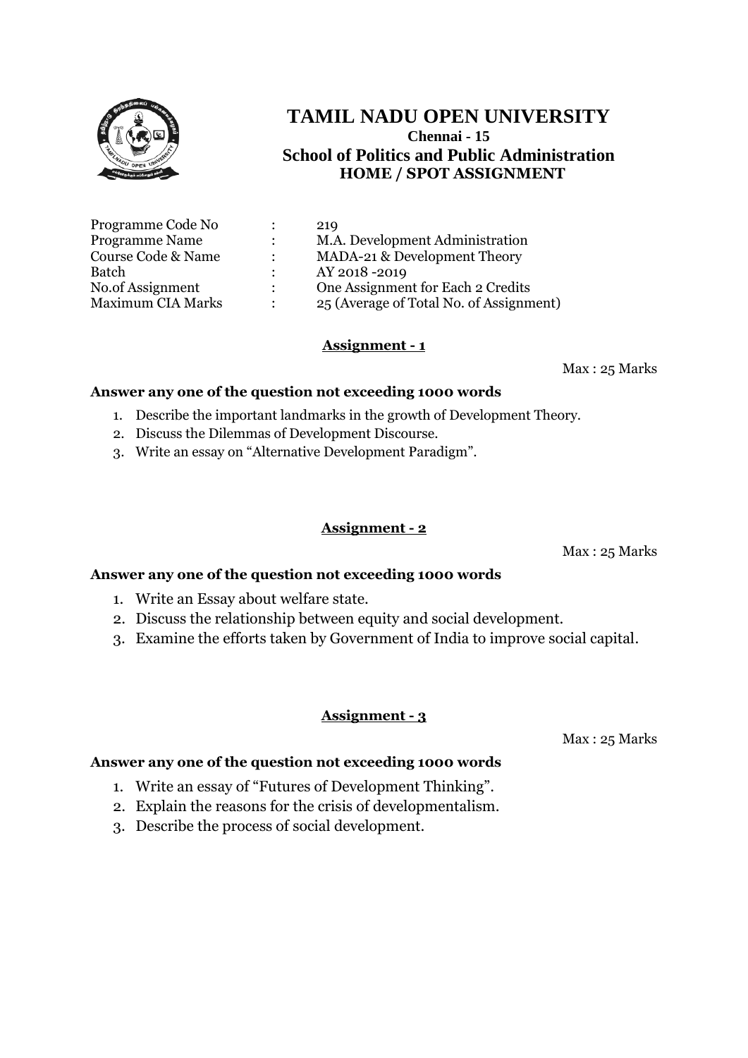# TAMIL NADU OPEN UNIVERSITY

**Chennai - 15**

## School of Politics and Public Administration

### HOME / SPOT ASSIGNMENT

| | | |
|---|---|---|
| Programme Code No | : | 219 |
| Programme Name | : | M.A. Development Administration |
| Course Code & Name | : | MADA-21 & Development Theory |
| Batch | : | AY 2018 -2019 |
| No.of Assignment | : | One Assignment for Each 2 Credits |
| Maximum CIA Marks | : | 25 (Average of Total No. of Assignment) |

## Assignment - 1

Max : 25 Marks

**Answer any one of the question not exceeding 1000 words**

1. Describe the important landmarks in the growth of Development Theory.
2. Discuss the Dilemmas of Development Discourse.
3. Write an essay on "Alternative Development Paradigm".

## Assignment - 2

Max : 25 Marks

**Answer any one of the question not exceeding 1000 words**

1. Write an Essay about welfare state.
2. Discuss the relationship between equity and social development.
3. Examine the efforts taken by Government of India to improve social capital.

## Assignment - 3

Max : 25 Marks

**Answer any one of the question not exceeding 1000 words**

1. Write an essay of "Futures of Development Thinking".
2. Explain the reasons for the crisis of developmentalism.
3. Describe the process of social development.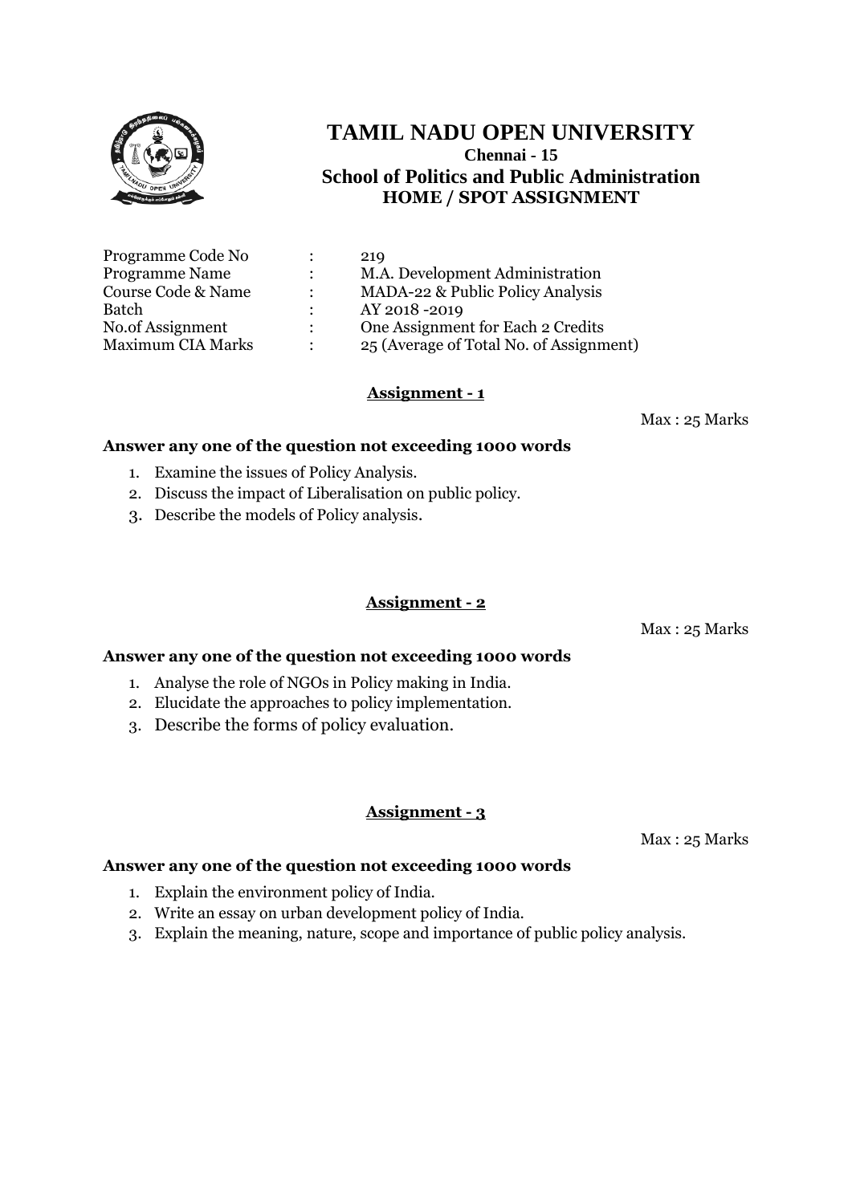# TAMIL NADU OPEN UNIVERSITY

**Chennai - 15**

## School of Politics and Public Administration

**HOME / SPOT ASSIGNMENT**

| | | |
|---|---|---|
| Programme Code No | : | 219 |
| Programme Name | : | M.A. Development Administration |
| Course Code & Name | : | MADA-22 & Public Policy Analysis |
| Batch | : | AY 2018 -2019 |
| No.of Assignment | : | One Assignment for Each 2 Credits |
| Maximum CIA Marks | : | 25 (Average of Total No. of Assignment) |

### Assignment - 1

Max : 25 Marks

**Answer any one of the question not exceeding 1000 words**

1. Examine the issues of Policy Analysis.
2. Discuss the impact of Liberalisation on public policy.
3. Describe the models of Policy analysis.

### Assignment - 2

Max : 25 Marks

**Answer any one of the question not exceeding 1000 words**

1. Analyse the role of NGOs in Policy making in India.
2. Elucidate the approaches to policy implementation.
3. Describe the forms of policy evaluation.

### Assignment - 3

Max : 25 Marks

**Answer any one of the question not exceeding 1000 words**

1. Explain the environment policy of India.
2. Write an essay on urban development policy of India.
3. Explain the meaning, nature, scope and importance of public policy analysis.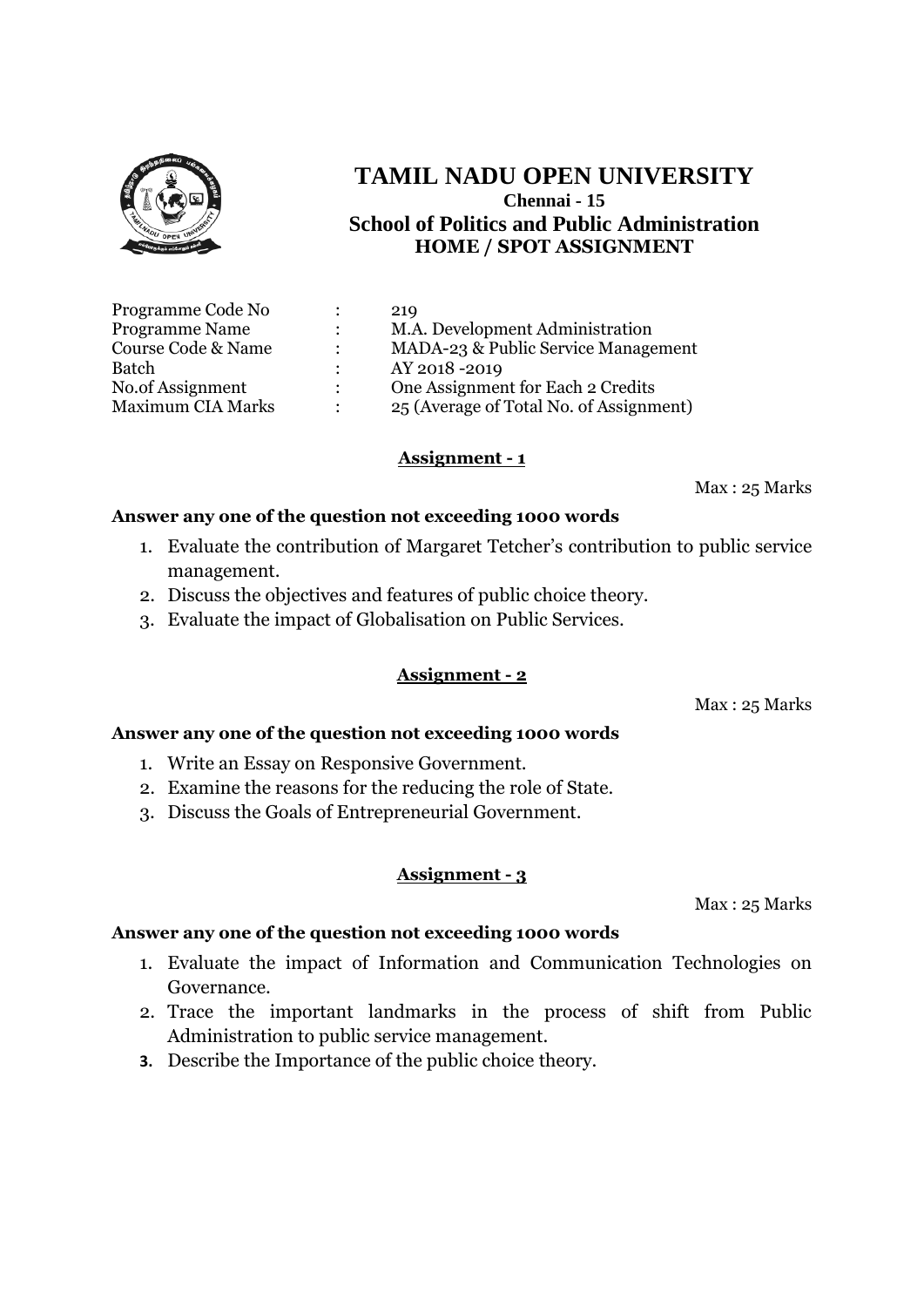# TAMIL NADU OPEN UNIVERSITY

**Chennai - 15**

## School of Politics and Public Administration

**HOME / SPOT ASSIGNMENT**

| | | |
|---|---|---|
| Programme Code No | : | 219 |
| Programme Name | : | M.A. Development Administration |
| Course Code & Name | : | MADA-23 & Public Service Management |
| Batch | : | AY 2018 -2019 |
| No.of Assignment | : | One Assignment for Each 2 Credits |
| Maximum CIA Marks | : | 25 (Average of Total No. of Assignment) |

### Assignment - 1

Max : 25 Marks

**Answer any one of the question not exceeding 1000 words**

1. Evaluate the contribution of Margaret Tetcher's contribution to public service management.
2. Discuss the objectives and features of public choice theory.
3. Evaluate the impact of Globalisation on Public Services.

### Assignment - 2

Max : 25 Marks

**Answer any one of the question not exceeding 1000 words**

1. Write an Essay on Responsive Government.
2. Examine the reasons for the reducing the role of State.
3. Discuss the Goals of Entrepreneurial Government.

### Assignment - 3

Max : 25 Marks

**Answer any one of the question not exceeding 1000 words**

1. Evaluate the impact of Information and Communication Technologies on Governance.
2. Trace the important landmarks in the process of shift from Public Administration to public service management.
3. Describe the Importance of the public choice theory.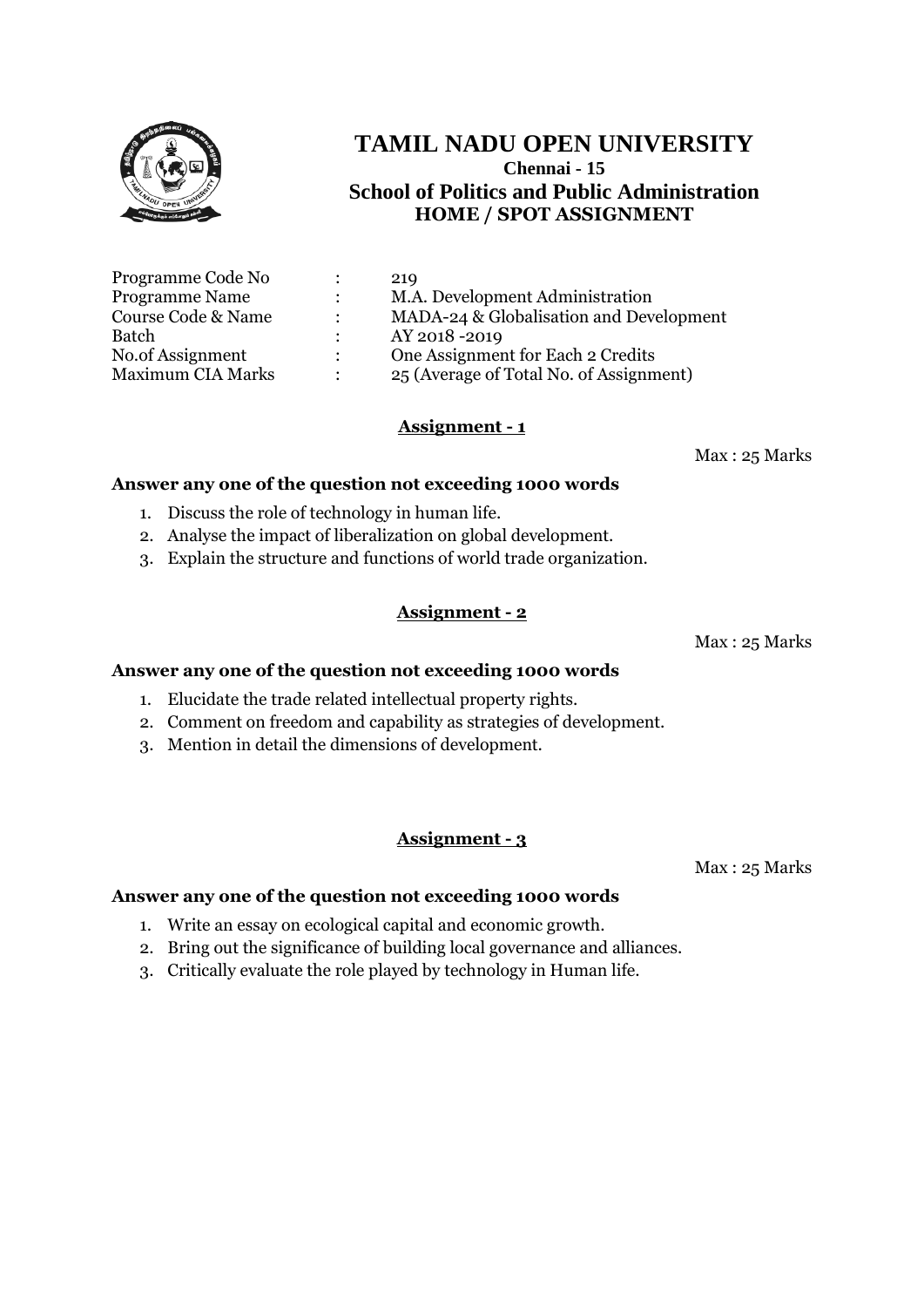# TAMIL NADU OPEN UNIVERSITY

**Chennai - 15**

**School of Politics and Public Administration**

**HOME / SPOT ASSIGNMENT**

| | | |
|---|---|---|
| Programme Code No | : | 219 |
| Programme Name | : | M.A. Development Administration |
| Course Code & Name | : | MADA-24 & Globalisation and Development |
| Batch | : | AY 2018 -2019 |
| No.of Assignment | : | One Assignment for Each 2 Credits |
| Maximum CIA Marks | : | 25 (Average of Total No. of Assignment) |

## Assignment - 1

Max : 25 Marks

**Answer any one of the question not exceeding 1000 words**

1. Discuss the role of technology in human life.
2. Analyse the impact of liberalization on global development.
3. Explain the structure and functions of world trade organization.

## Assignment - 2

Max : 25 Marks

**Answer any one of the question not exceeding 1000 words**

1. Elucidate the trade related intellectual property rights.
2. Comment on freedom and capability as strategies of development.
3. Mention in detail the dimensions of development.

## Assignment - 3

Max : 25 Marks

**Answer any one of the question not exceeding 1000 words**

1. Write an essay on ecological capital and economic growth.
2. Bring out the significance of building local governance and alliances.
3. Critically evaluate the role played by technology in Human life.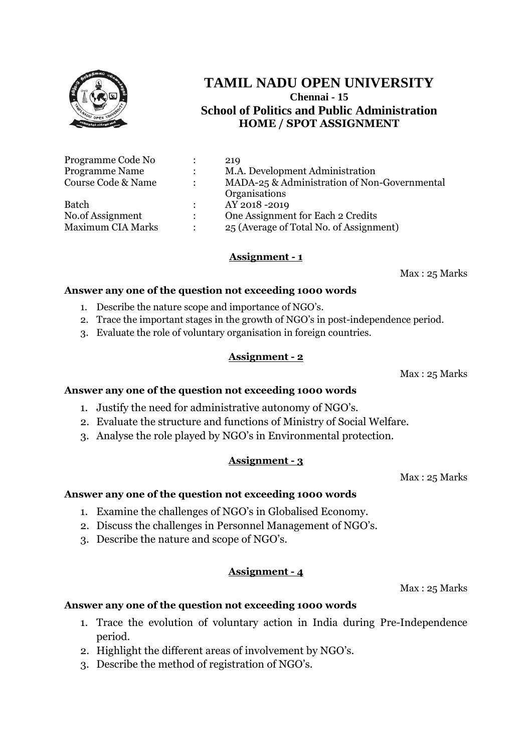# TAMIL NADU OPEN UNIVERSITY

**Chennai - 15**

**School of Politics and Public Administration**

**HOME / SPOT ASSIGNMENT**

| | | |
|---|---|---|
| Programme Code No | : | 219 |
| Programme Name | : | M.A. Development Administration |
| Course Code & Name | : | MADA-25 & Administration of Non-Governmental Organisations |
| Batch | : | AY 2018 -2019 |
| No.of Assignment | : | One Assignment for Each 2 Credits |
| Maximum CIA Marks | : | 25 (Average of Total No. of Assignment) |

## Assignment - 1

Max : 25 Marks

**Answer any one of the question not exceeding 1000 words**

1. Describe the nature scope and importance of NGO's.
2. Trace the important stages in the growth of NGO's in post-independence period.
3. Evaluate the role of voluntary organisation in foreign countries.

## Assignment - 2

Max : 25 Marks

**Answer any one of the question not exceeding 1000 words**

1. Justify the need for administrative autonomy of NGO's.
2. Evaluate the structure and functions of Ministry of Social Welfare.
3. Analyse the role played by NGO's in Environmental protection.

## Assignment - 3

Max : 25 Marks

**Answer any one of the question not exceeding 1000 words**

1. Examine the challenges of NGO's in Globalised Economy.
2. Discuss the challenges in Personnel Management of NGO's.
3. Describe the nature and scope of NGO's.

## Assignment - 4

Max : 25 Marks

**Answer any one of the question not exceeding 1000 words**

1. Trace the evolution of voluntary action in India during Pre-Independence period.
2. Highlight the different areas of involvement by NGO's.
3. Describe the method of registration of NGO's.